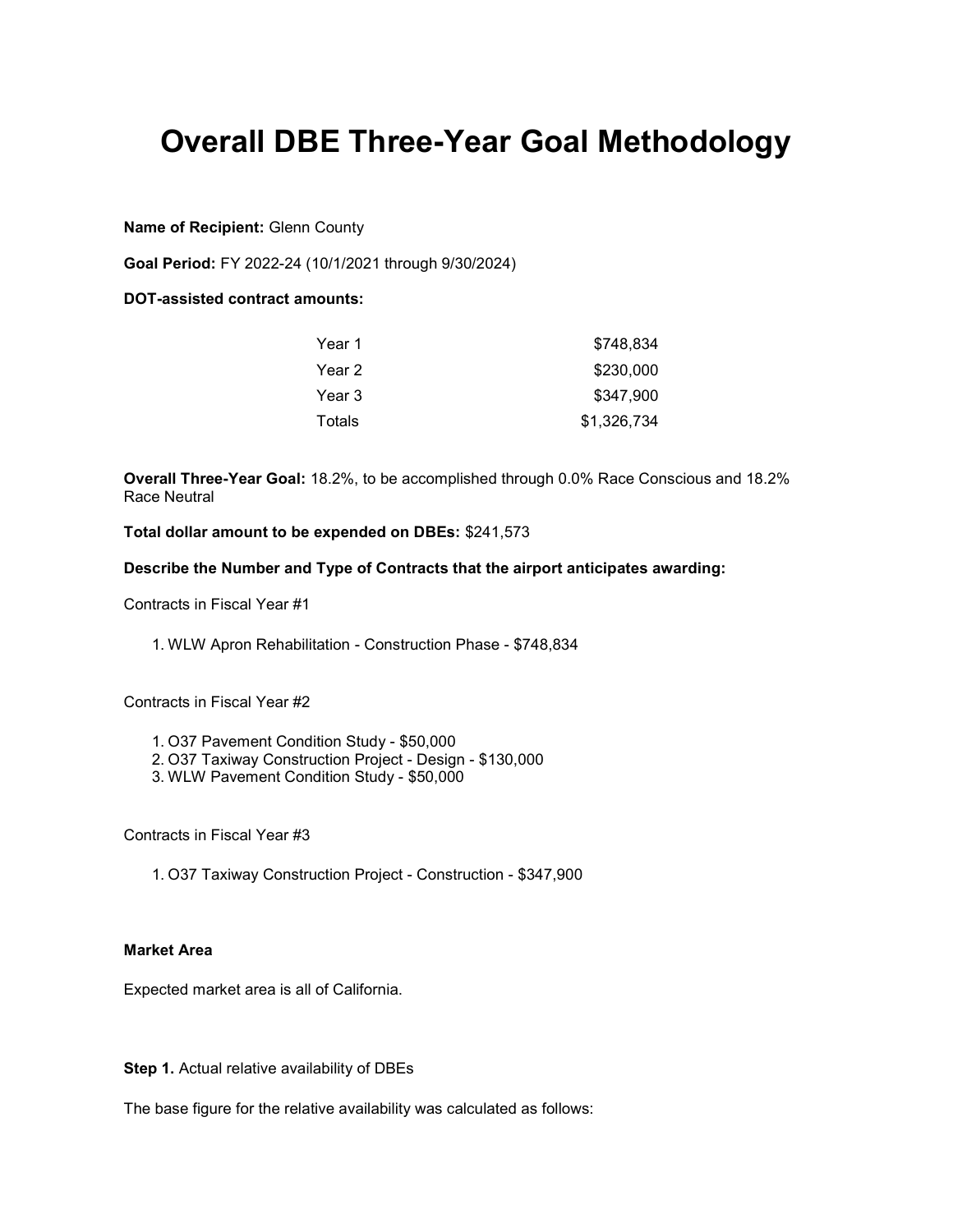# Overall DBE Three-Year Goal Methodology

**Name of Recipient:** Glenn County

**Goal Period:** FY 2022-24 (10/1/2021 through 9/30/2024)

**DOT-assisted contract amounts:**

| | |
|---|---:|
| Year 1 | $748,834 |
| Year 2 | $230,000 |
| Year 3 | $347,900 |
| Totals | $1,326,734 |

**Overall Three-Year Goal:** 18.2%, to be accomplished through 0.0% Race Conscious and 18.2% Race Neutral

**Total dollar amount to be expended on DBEs:** $241,573

**Describe the Number and Type of Contracts that the airport anticipates awarding:**

Contracts in Fiscal Year #1

1. WLW Apron Rehabilitation - Construction Phase - $748,834

Contracts in Fiscal Year #2

1. O37 Pavement Condition Study - $50,000
2. O37 Taxiway Construction Project - Design - $130,000
3. WLW Pavement Condition Study - $50,000

Contracts in Fiscal Year #3

1. O37 Taxiway Construction Project - Construction - $347,900

**Market Area**

Expected market area is all of California.

**Step 1.** Actual relative availability of DBEs

The base figure for the relative availability was calculated as follows: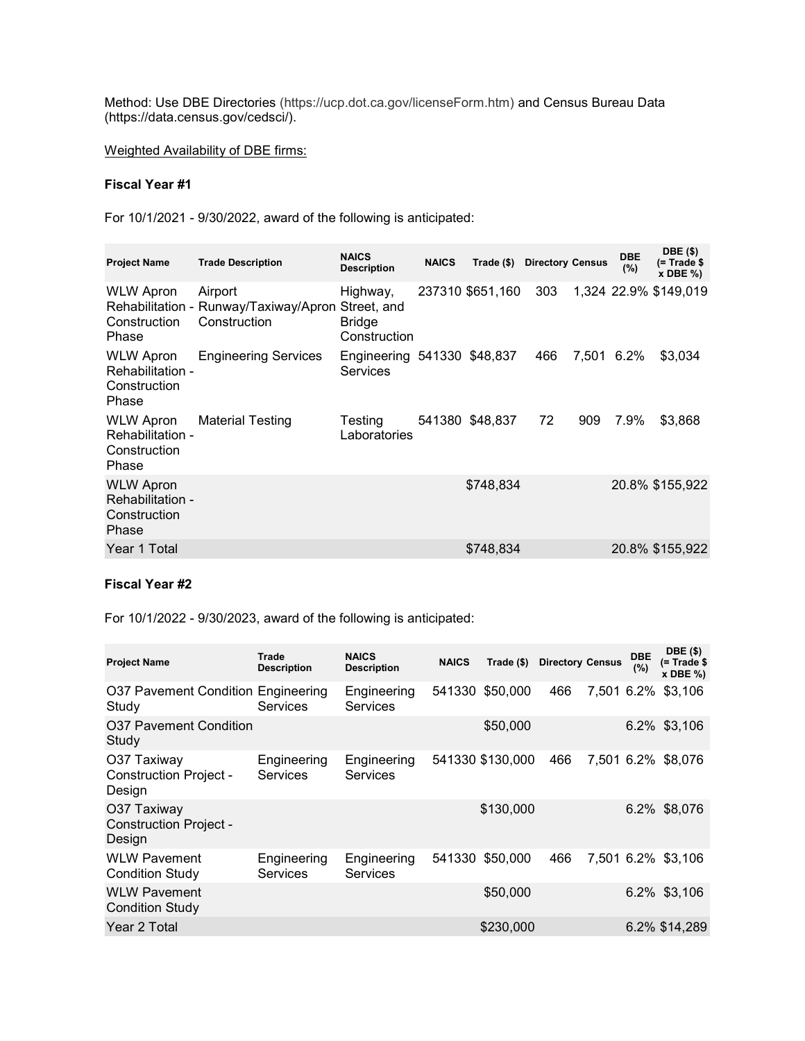Method: Use DBE Directories (https://ucp.dot.ca.gov/licenseForm.htm) and Census Bureau Data (https://data.census.gov/cedsci/).

<u>Weighted Availability of DBE firms:</u>

**Fiscal Year #1**

For 10/1/2021 - 9/30/2022, award of the following is anticipated:

| Project Name | Trade Description | NAICS Description | NAICS | Trade ($) | Directory | Census | DBE (%) | DBE ($) (= Trade $ x DBE %) |
|---|---|---|---|---|---|---|---|---|
| WLW Apron Rehabilitation - Construction Phase | Airport Runway/Taxiway/Apron Construction | Highway, Street, and Bridge Construction | 237310 | $651,160 | 303 | 1,324 | 22.9% | $149,019 |
| WLW Apron Rehabilitation - Construction Phase | Engineering Services | Engineering Services | 541330 | $48,837 | 466 | 7,501 | 6.2% | $3,034 |
| WLW Apron Rehabilitation - Construction Phase | Material Testing | Testing Laboratories | 541380 | $48,837 | 72 | 909 | 7.9% | $3,868 |
| WLW Apron Rehabilitation - Construction Phase | | | | $748,834 | | | 20.8% | $155,922 |
| Year 1 Total | | | | $748,834 | | | 20.8% | $155,922 |

**Fiscal Year #2**

For 10/1/2022 - 9/30/2023, award of the following is anticipated:

| Project Name | Trade Description | NAICS Description | NAICS | Trade ($) | Directory | Census | DBE (%) | DBE ($) (= Trade $ x DBE %) |
|---|---|---|---|---|---|---|---|---|
| O37 Pavement Condition Study | Engineering Services | Engineering Services | 541330 | $50,000 | 466 | 7,501 | 6.2% | $3,106 |
| O37 Pavement Condition Study | | | | $50,000 | | | 6.2% | $3,106 |
| O37 Taxiway Construction Project - Design | Engineering Services | Engineering Services | 541330 | $130,000 | 466 | 7,501 | 6.2% | $8,076 |
| O37 Taxiway Construction Project - Design | | | | $130,000 | | | 6.2% | $8,076 |
| WLW Pavement Condition Study | Engineering Services | Engineering Services | 541330 | $50,000 | 466 | 7,501 | 6.2% | $3,106 |
| WLW Pavement Condition Study | | | | $50,000 | | | 6.2% | $3,106 |
| Year 2 Total | | | | $230,000 | | | 6.2% | $14,289 |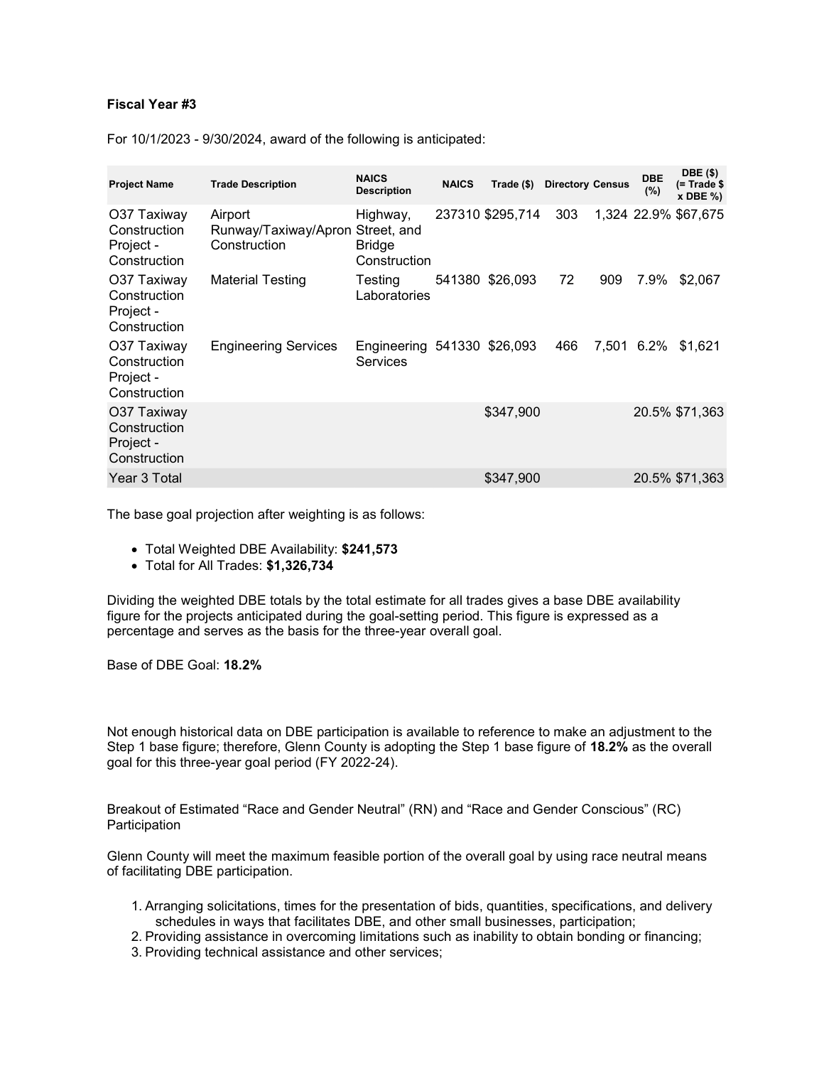**Fiscal Year #3**

For 10/1/2023 - 9/30/2024, award of the following is anticipated:

| Project Name | Trade Description | NAICS Description | NAICS | Trade ($) | Directory | Census | DBE (%) | DBE ($) (= Trade $ x DBE %) |
|---|---|---|---|---|---|---|---|---|
| O37 Taxiway Construction Project - Construction | Airport Runway/Taxiway/Apron Construction | Highway, Street, and Bridge Construction | 237310 | $295,714 | 303 | 1,324 | 22.9% | $67,675 |
| O37 Taxiway Construction Project - Construction | Material Testing | Testing Laboratories | 541380 | $26,093 | 72 | 909 | 7.9% | $2,067 |
| O37 Taxiway Construction Project - Construction | Engineering Services | Engineering Services | 541330 | $26,093 | 466 | 7,501 | 6.2% | $1,621 |
| O37 Taxiway Construction Project - Construction | | | | $347,900 | | | 20.5% | $71,363 |
| Year 3 Total | | | | $347,900 | | | 20.5% | $71,363 |

The base goal projection after weighting is as follows:

- Total Weighted DBE Availability: **$241,573**
- Total for All Trades: **$1,326,734**

Dividing the weighted DBE totals by the total estimate for all trades gives a base DBE availability figure for the projects anticipated during the goal-setting period. This figure is expressed as a percentage and serves as the basis for the three-year overall goal.

Base of DBE Goal: **18.2%**

Not enough historical data on DBE participation is available to reference to make an adjustment to the Step 1 base figure; therefore, Glenn County is adopting the Step 1 base figure of **18.2%** as the overall goal for this three-year goal period (FY 2022-24).

Breakout of Estimated "Race and Gender Neutral" (RN) and "Race and Gender Conscious" (RC) Participation

Glenn County will meet the maximum feasible portion of the overall goal by using race neutral means of facilitating DBE participation.

1. Arranging solicitations, times for the presentation of bids, quantities, specifications, and delivery schedules in ways that facilitates DBE, and other small businesses, participation;
2. Providing assistance in overcoming limitations such as inability to obtain bonding or financing;
3. Providing technical assistance and other services;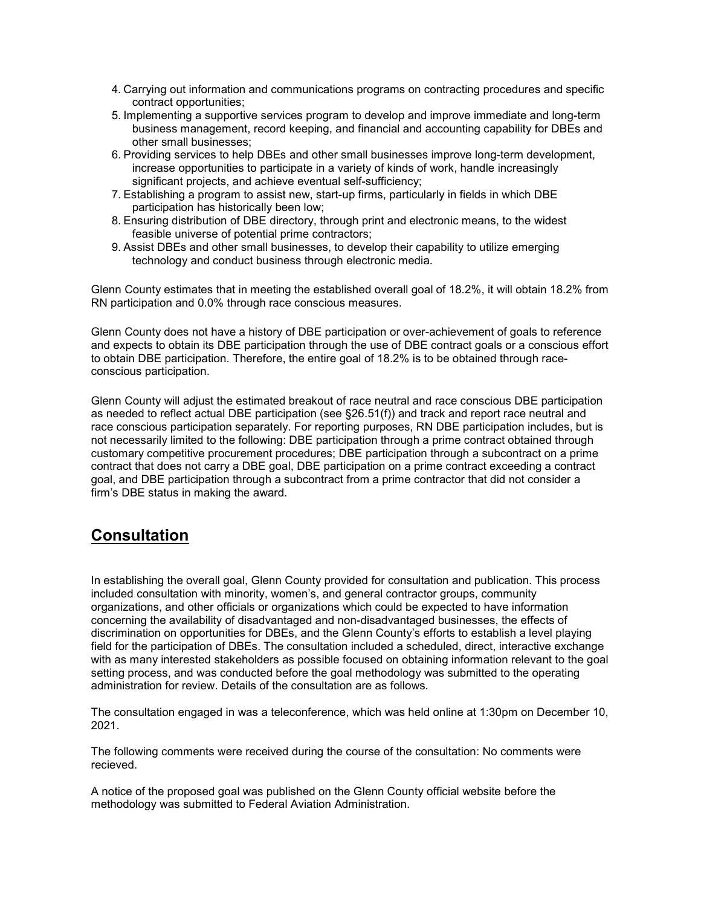4. Carrying out information and communications programs on contracting procedures and specific contract opportunities;
5. Implementing a supportive services program to develop and improve immediate and long-term business management, record keeping, and financial and accounting capability for DBEs and other small businesses;
6. Providing services to help DBEs and other small businesses improve long-term development, increase opportunities to participate in a variety of kinds of work, handle increasingly significant projects, and achieve eventual self-sufficiency;
7. Establishing a program to assist new, start-up firms, particularly in fields in which DBE participation has historically been low;
8. Ensuring distribution of DBE directory, through print and electronic means, to the widest feasible universe of potential prime contractors;
9. Assist DBEs and other small businesses, to develop their capability to utilize emerging technology and conduct business through electronic media.

Glenn County estimates that in meeting the established overall goal of 18.2%, it will obtain 18.2% from RN participation and 0.0% through race conscious measures.

Glenn County does not have a history of DBE participation or over-achievement of goals to reference and expects to obtain its DBE participation through the use of DBE contract goals or a conscious effort to obtain DBE participation. Therefore, the entire goal of 18.2% is to be obtained through race-conscious participation.

Glenn County will adjust the estimated breakout of race neutral and race conscious DBE participation as needed to reflect actual DBE participation (see §26.51(f)) and track and report race neutral and race conscious participation separately. For reporting purposes, RN DBE participation includes, but is not necessarily limited to the following: DBE participation through a prime contract obtained through customary competitive procurement procedures; DBE participation through a subcontract on a prime contract that does not carry a DBE goal, DBE participation on a prime contract exceeding a contract goal, and DBE participation through a subcontract from a prime contractor that did not consider a firm's DBE status in making the award.

## **Consultation**

In establishing the overall goal, Glenn County provided for consultation and publication. This process included consultation with minority, women's, and general contractor groups, community organizations, and other officials or organizations which could be expected to have information concerning the availability of disadvantaged and non-disadvantaged businesses, the effects of discrimination on opportunities for DBEs, and the Glenn County's efforts to establish a level playing field for the participation of DBEs. The consultation included a scheduled, direct, interactive exchange with as many interested stakeholders as possible focused on obtaining information relevant to the goal setting process, and was conducted before the goal methodology was submitted to the operating administration for review. Details of the consultation are as follows.

The consultation engaged in was a teleconference, which was held online at 1:30pm on December 10, 2021.

The following comments were received during the course of the consultation: No comments were recieved.

A notice of the proposed goal was published on the Glenn County official website before the methodology was submitted to Federal Aviation Administration.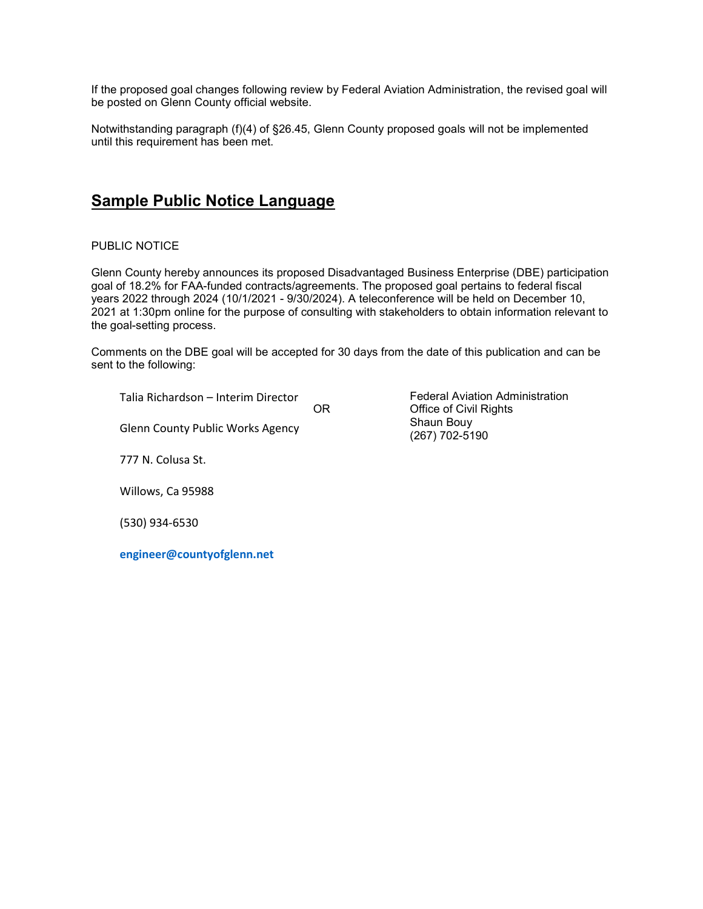If the proposed goal changes following review by Federal Aviation Administration, the revised goal will be posted on Glenn County official website.

Notwithstanding paragraph (f)(4) of §26.45, Glenn County proposed goals will not be implemented until this requirement has been met.

## Sample Public Notice Language

PUBLIC NOTICE

Glenn County hereby announces its proposed Disadvantaged Business Enterprise (DBE) participation goal of 18.2% for FAA-funded contracts/agreements. The proposed goal pertains to federal fiscal years 2022 through 2024 (10/1/2021 - 9/30/2024). A teleconference will be held on December 10, 2021 at 1:30pm online for the purpose of consulting with stakeholders to obtain information relevant to the goal-setting process.

Comments on the DBE goal will be accepted for 30 days from the date of this publication and can be sent to the following:

Talia Richardson – Interim Director

Glenn County Public Works Agency

777 N. Colusa St.

Willows, Ca 95988

(530) 934-6530

engineer@countyofglenn.net

OR

Federal Aviation Administration
Office of Civil Rights
Shaun Bouy
(267) 702-5190